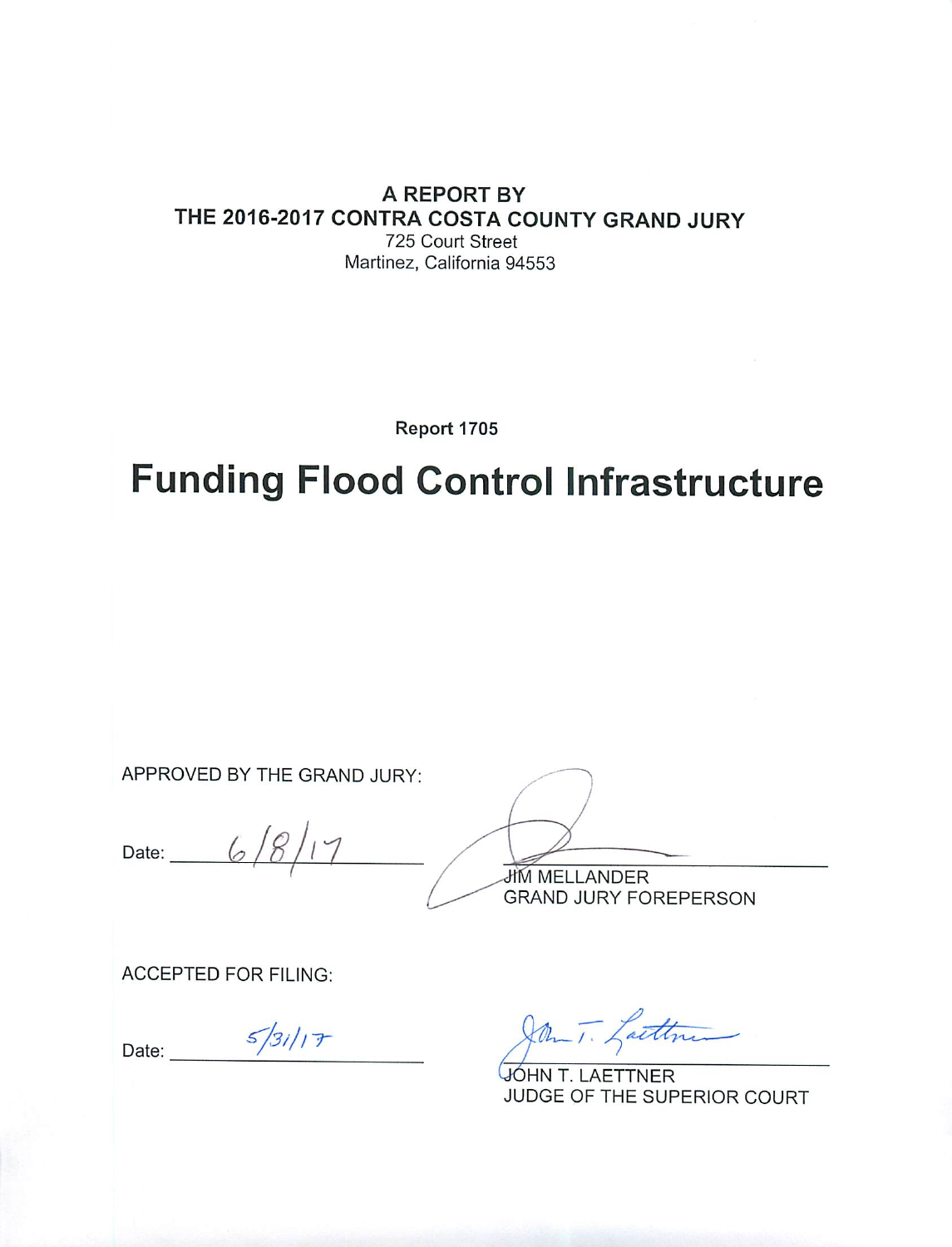**A REPORT BY**
**THE 2016-2017 CONTRA COSTA COUNTY GRAND JURY**
725 Court Street
Martinez, California 94553

**Report 1705**

# Funding Flood Control Infrastructure

APPROVED BY THE GRAND JURY:

Date: 6/8/17

JIM MELLANDER
GRAND JURY FOREPERSON

ACCEPTED FOR FILING:

Date: 5/31/17

JOHN T. LAETTNER
JUDGE OF THE SUPERIOR COURT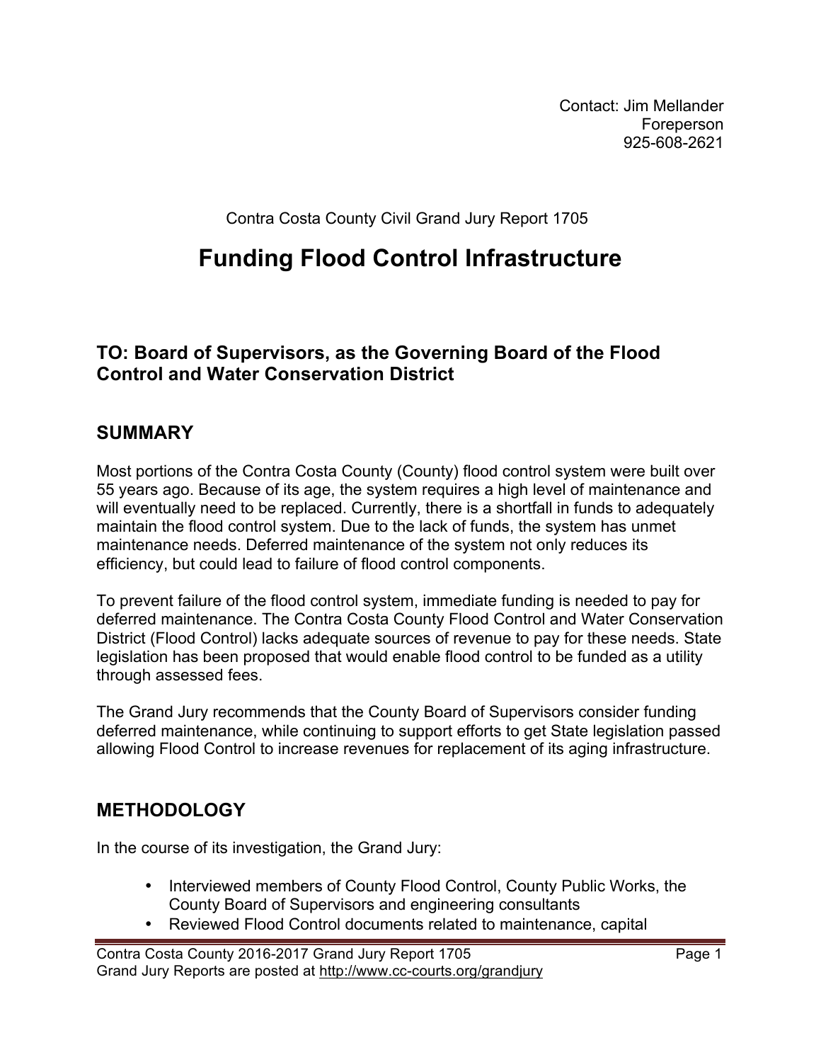Contact: Jim Mellander
Foreperson
925-608-2621

Contra Costa County Civil Grand Jury Report 1705

# Funding Flood Control Infrastructure

### TO: Board of Supervisors, as the Governing Board of the Flood Control and Water Conservation District

## SUMMARY

Most portions of the Contra Costa County (County) flood control system were built over 55 years ago. Because of its age, the system requires a high level of maintenance and will eventually need to be replaced. Currently, there is a shortfall in funds to adequately maintain the flood control system. Due to the lack of funds, the system has unmet maintenance needs. Deferred maintenance of the system not only reduces its efficiency, but could lead to failure of flood control components.

To prevent failure of the flood control system, immediate funding is needed to pay for deferred maintenance. The Contra Costa County Flood Control and Water Conservation District (Flood Control) lacks adequate sources of revenue to pay for these needs. State legislation has been proposed that would enable flood control to be funded as a utility through assessed fees.

The Grand Jury recommends that the County Board of Supervisors consider funding deferred maintenance, while continuing to support efforts to get State legislation passed allowing Flood Control to increase revenues for replacement of its aging infrastructure.

## METHODOLOGY

In the course of its investigation, the Grand Jury:

- Interviewed members of County Flood Control, County Public Works, the County Board of Supervisors and engineering consultants
- Reviewed Flood Control documents related to maintenance, capital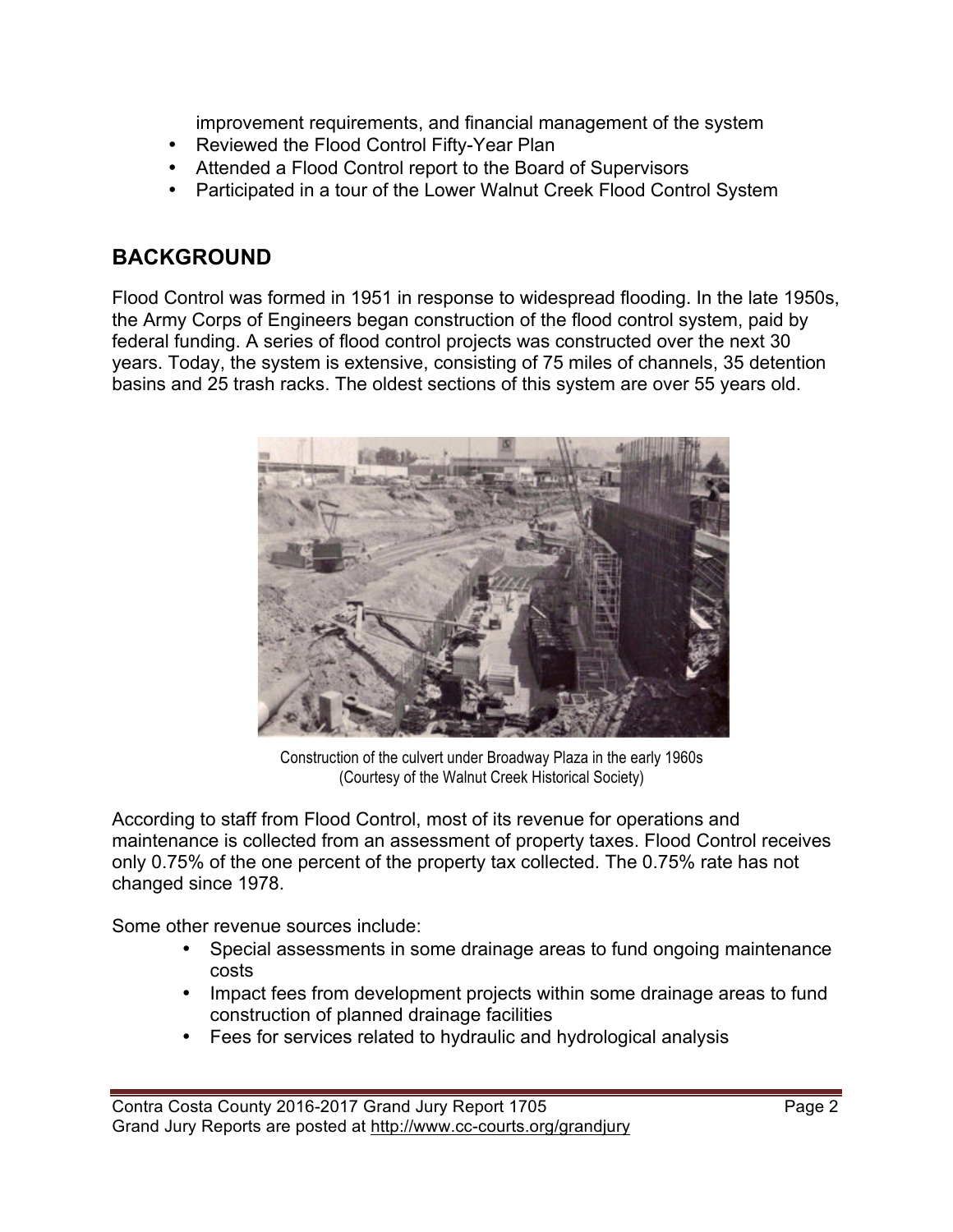improvement requirements, and financial management of the system

- Reviewed the Flood Control Fifty-Year Plan
- Attended a Flood Control report to the Board of Supervisors
- Participated in a tour of the Lower Walnut Creek Flood Control System

## BACKGROUND

Flood Control was formed in 1951 in response to widespread flooding. In the late 1950s, the Army Corps of Engineers began construction of the flood control system, paid by federal funding. A series of flood control projects was constructed over the next 30 years. Today, the system is extensive, consisting of 75 miles of channels, 35 detention basins and 25 trash racks. The oldest sections of this system are over 55 years old.

Construction of the culvert under Broadway Plaza in the early 1960s
(Courtesy of the Walnut Creek Historical Society)

According to staff from Flood Control, most of its revenue for operations and maintenance is collected from an assessment of property taxes. Flood Control receives only 0.75% of the one percent of the property tax collected. The 0.75% rate has not changed since 1978.

Some other revenue sources include:

- Special assessments in some drainage areas to fund ongoing maintenance costs
- Impact fees from development projects within some drainage areas to fund construction of planned drainage facilities
- Fees for services related to hydraulic and hydrological analysis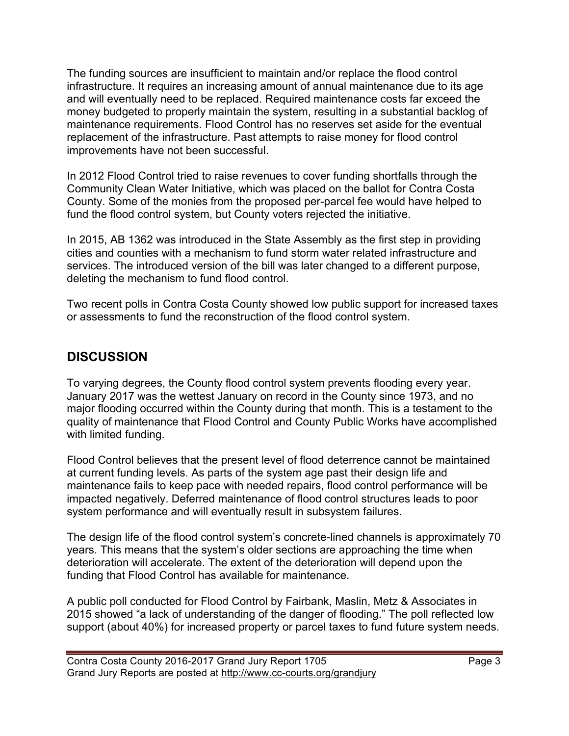The funding sources are insufficient to maintain and/or replace the flood control infrastructure. It requires an increasing amount of annual maintenance due to its age and will eventually need to be replaced. Required maintenance costs far exceed the money budgeted to properly maintain the system, resulting in a substantial backlog of maintenance requirements. Flood Control has no reserves set aside for the eventual replacement of the infrastructure. Past attempts to raise money for flood control improvements have not been successful.

In 2012 Flood Control tried to raise revenues to cover funding shortfalls through the Community Clean Water Initiative, which was placed on the ballot for Contra Costa County. Some of the monies from the proposed per-parcel fee would have helped to fund the flood control system, but County voters rejected the initiative.

In 2015, AB 1362 was introduced in the State Assembly as the first step in providing cities and counties with a mechanism to fund storm water related infrastructure and services. The introduced version of the bill was later changed to a different purpose, deleting the mechanism to fund flood control.

Two recent polls in Contra Costa County showed low public support for increased taxes or assessments to fund the reconstruction of the flood control system.

## DISCUSSION

To varying degrees, the County flood control system prevents flooding every year. January 2017 was the wettest January on record in the County since 1973, and no major flooding occurred within the County during that month. This is a testament to the quality of maintenance that Flood Control and County Public Works have accomplished with limited funding.

Flood Control believes that the present level of flood deterrence cannot be maintained at current funding levels. As parts of the system age past their design life and maintenance fails to keep pace with needed repairs, flood control performance will be impacted negatively. Deferred maintenance of flood control structures leads to poor system performance and will eventually result in subsystem failures.

The design life of the flood control system's concrete-lined channels is approximately 70 years. This means that the system's older sections are approaching the time when deterioration will accelerate. The extent of the deterioration will depend upon the funding that Flood Control has available for maintenance.

A public poll conducted for Flood Control by Fairbank, Maslin, Metz & Associates in 2015 showed "a lack of understanding of the danger of flooding." The poll reflected low support (about 40%) for increased property or parcel taxes to fund future system needs.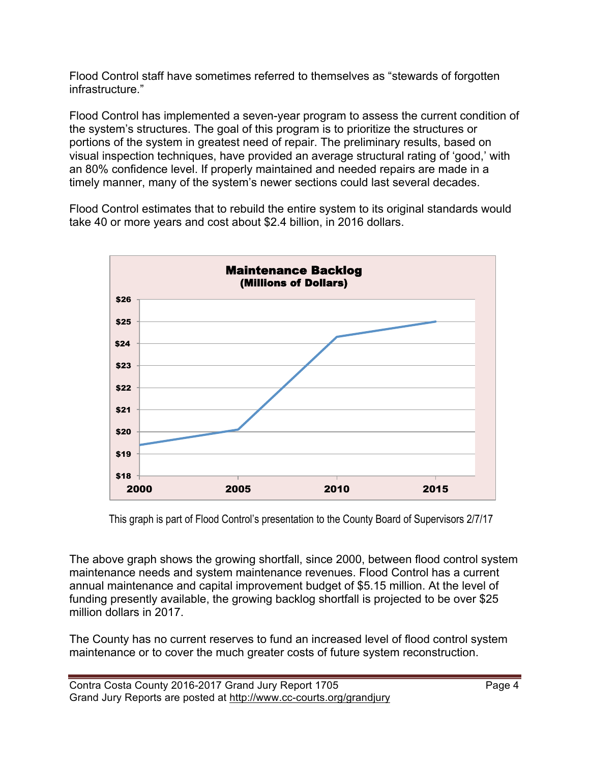Flood Control staff have sometimes referred to themselves as "stewards of forgotten infrastructure."

Flood Control has implemented a seven-year program to assess the current condition of the system's structures. The goal of this program is to prioritize the structures or portions of the system in greatest need of repair. The preliminary results, based on visual inspection techniques, have provided an average structural rating of 'good,' with an 80% confidence level. If properly maintained and needed repairs are made in a timely manner, many of the system's newer sections could last several decades.

Flood Control estimates that to rebuild the entire system to its original standards would take 40 or more years and cost about $2.4 billion, in 2016 dollars.

This graph is part of Flood Control's presentation to the County Board of Supervisors 2/7/17

The above graph shows the growing shortfall, since 2000, between flood control system maintenance needs and system maintenance revenues. Flood Control has a current annual maintenance and capital improvement budget of $5.15 million. At the level of funding presently available, the growing backlog shortfall is projected to be over $25 million dollars in 2017.

The County has no current reserves to fund an increased level of flood control system maintenance or to cover the much greater costs of future system reconstruction.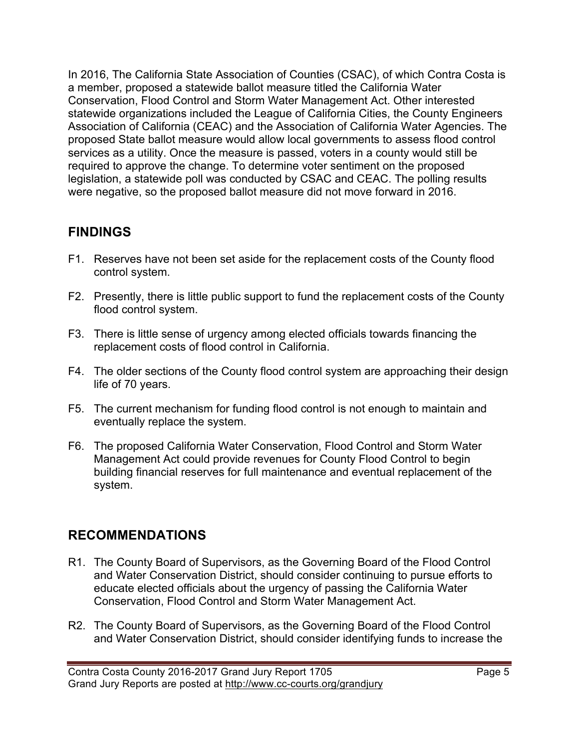In 2016, The California State Association of Counties (CSAC), of which Contra Costa is a member, proposed a statewide ballot measure titled the California Water Conservation, Flood Control and Storm Water Management Act. Other interested statewide organizations included the League of California Cities, the County Engineers Association of California (CEAC) and the Association of California Water Agencies. The proposed State ballot measure would allow local governments to assess flood control services as a utility. Once the measure is passed, voters in a county would still be required to approve the change. To determine voter sentiment on the proposed legislation, a statewide poll was conducted by CSAC and CEAC. The polling results were negative, so the proposed ballot measure did not move forward in 2016.

## FINDINGS

F1. Reserves have not been set aside for the replacement costs of the County flood control system.

F2. Presently, there is little public support to fund the replacement costs of the County flood control system.

F3. There is little sense of urgency among elected officials towards financing the replacement costs of flood control in California.

F4. The older sections of the County flood control system are approaching their design life of 70 years.

F5. The current mechanism for funding flood control is not enough to maintain and eventually replace the system.

F6. The proposed California Water Conservation, Flood Control and Storm Water Management Act could provide revenues for County Flood Control to begin building financial reserves for full maintenance and eventual replacement of the system.

## RECOMMENDATIONS

R1. The County Board of Supervisors, as the Governing Board of the Flood Control and Water Conservation District, should consider continuing to pursue efforts to educate elected officials about the urgency of passing the California Water Conservation, Flood Control and Storm Water Management Act.

R2. The County Board of Supervisors, as the Governing Board of the Flood Control and Water Conservation District, should consider identifying funds to increase the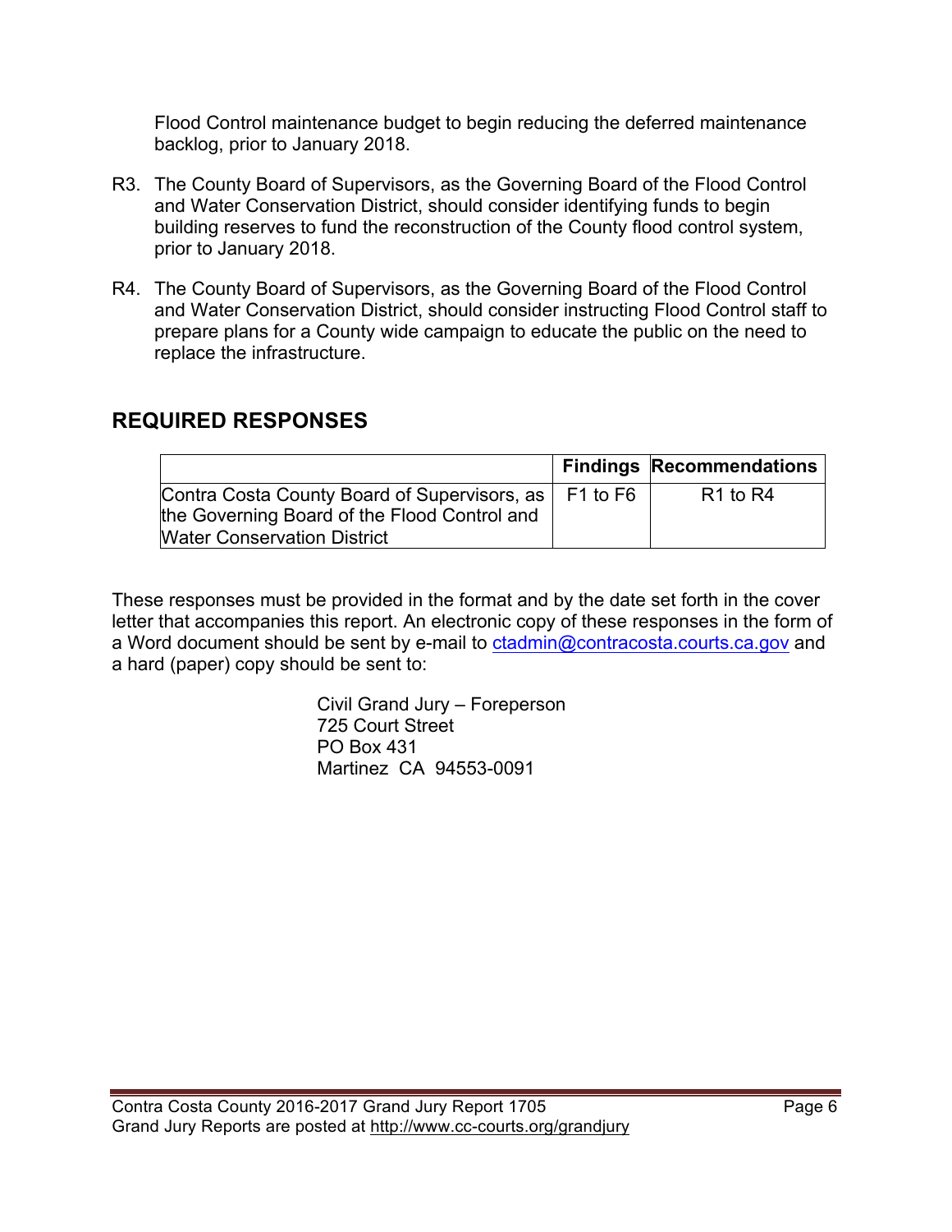Flood Control maintenance budget to begin reducing the deferred maintenance backlog, prior to January 2018.

R3. The County Board of Supervisors, as the Governing Board of the Flood Control and Water Conservation District, should consider identifying funds to begin building reserves to fund the reconstruction of the County flood control system, prior to January 2018.

R4. The County Board of Supervisors, as the Governing Board of the Flood Control and Water Conservation District, should consider instructing Flood Control staff to prepare plans for a County wide campaign to educate the public on the need to replace the infrastructure.

## REQUIRED RESPONSES

| | Findings | Recommendations |
|---|---|---|
| Contra Costa County Board of Supervisors, as the Governing Board of the Flood Control and Water Conservation District | F1 to F6 | R1 to R4 |

These responses must be provided in the format and by the date set forth in the cover letter that accompanies this report. An electronic copy of these responses in the form of a Word document should be sent by e-mail to ctadmin@contracosta.courts.ca.gov and a hard (paper) copy should be sent to:

Civil Grand Jury – Foreperson
725 Court Street
PO Box 431
Martinez CA 94553-0091